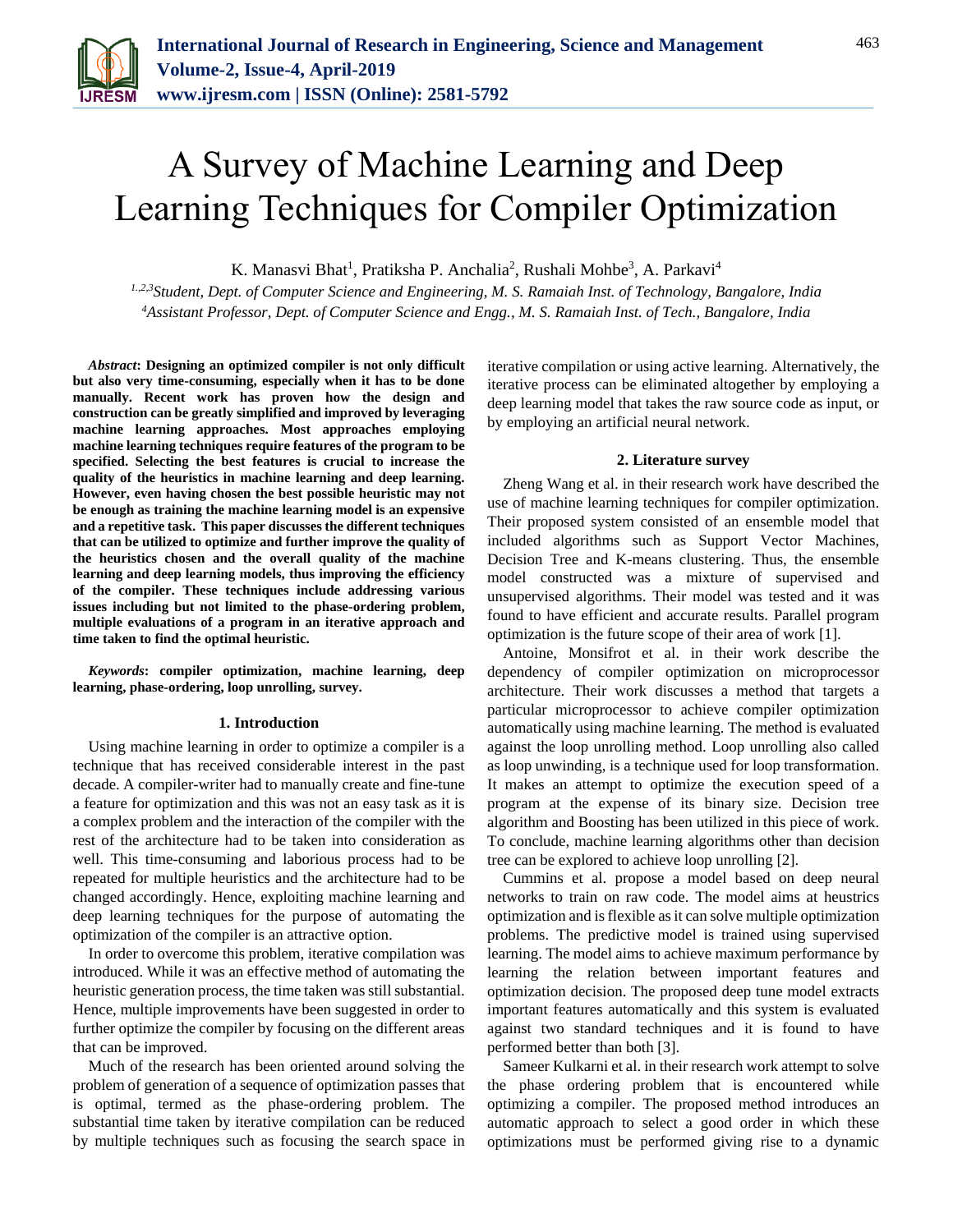# A Survey of Machine Learning and Deep Learning Techniques for Compiler Optimization

K. Manasvi Bhat[1], Pratiksha P. Anchalia[2], Rushali Mohbe[3], A. Parkavi[4]

*[1,2,3]Student, Dept. of Computer Science and Engineering, M. S. Ramaiah Inst. of Technology, Bangalore, India*
*[4]Assistant Professor, Dept. of Computer Science and Engg., M. S. Ramaiah Inst. of Tech., Bangalore, India*

***Abstract*: Designing an optimized compiler is not only difficult but also very time-consuming, especially when it has to be done manually. Recent work has proven how the design and construction can be greatly simplified and improved by leveraging machine learning approaches. Most approaches employing machine learning techniques require features of the program to be specified. Selecting the best features is crucial to increase the quality of the heuristics in machine learning and deep learning. However, even having chosen the best possible heuristic may not be enough as training the machine learning model is an expensive and a repetitive task. This paper discusses the different techniques that can be utilized to optimize and further improve the quality of the heuristics chosen and the overall quality of the machine learning and deep learning models, thus improving the efficiency of the compiler. These techniques include addressing various issues including but not limited to the phase-ordering problem, multiple evaluations of a program in an iterative approach and time taken to find the optimal heuristic.**

***Keywords*: compiler optimization, machine learning, deep learning, phase-ordering, loop unrolling, survey.**

## 1. Introduction

Using machine learning in order to optimize a compiler is a technique that has received considerable interest in the past decade. A compiler-writer had to manually create and fine-tune a feature for optimization and this was not an easy task as it is a complex problem and the interaction of the compiler with the rest of the architecture had to be taken into consideration as well. This time-consuming and laborious process had to be repeated for multiple heuristics and the architecture had to be changed accordingly. Hence, exploiting machine learning and deep learning techniques for the purpose of automating the optimization of the compiler is an attractive option.

In order to overcome this problem, iterative compilation was introduced. While it was an effective method of automating the heuristic generation process, the time taken was still substantial. Hence, multiple improvements have been suggested in order to further optimize the compiler by focusing on the different areas that can be improved.

Much of the research has been oriented around solving the problem of generation of a sequence of optimization passes that is optimal, termed as the phase-ordering problem. The substantial time taken by iterative compilation can be reduced by multiple techniques such as focusing the search space in iterative compilation or using active learning. Alternatively, the iterative process can be eliminated altogether by employing a deep learning model that takes the raw source code as input, or by employing an artificial neural network.

## 2. Literature survey

Zheng Wang et al. in their research work have described the use of machine learning techniques for compiler optimization. Their proposed system consisted of an ensemble model that included algorithms such as Support Vector Machines, Decision Tree and K-means clustering. Thus, the ensemble model constructed was a mixture of supervised and unsupervised algorithms. Their model was tested and it was found to have efficient and accurate results. Parallel program optimization is the future scope of their area of work [1].

Antoine, Monsifrot et al. in their work describe the dependency of compiler optimization on microprocessor architecture. Their work discusses a method that targets a particular microprocessor to achieve compiler optimization automatically using machine learning. The method is evaluated against the loop unrolling method. Loop unrolling also called as loop unwinding, is a technique used for loop transformation. It makes an attempt to optimize the execution speed of a program at the expense of its binary size. Decision tree algorithm and Boosting has been utilized in this piece of work. To conclude, machine learning algorithms other than decision tree can be explored to achieve loop unrolling [2].

Cummins et al. propose a model based on deep neural networks to train on raw code. The model aims at heustrics optimization and is flexible as it can solve multiple optimization problems. The predictive model is trained using supervised learning. The model aims to achieve maximum performance by learning the relation between important features and optimization decision. The proposed deep tune model extracts important features automatically and this system is evaluated against two standard techniques and it is found to have performed better than both [3].

Sameer Kulkarni et al. in their research work attempt to solve the phase ordering problem that is encountered while optimizing a compiler. The proposed method introduces an automatic approach to select a good order in which these optimizations must be performed giving rise to a dynamic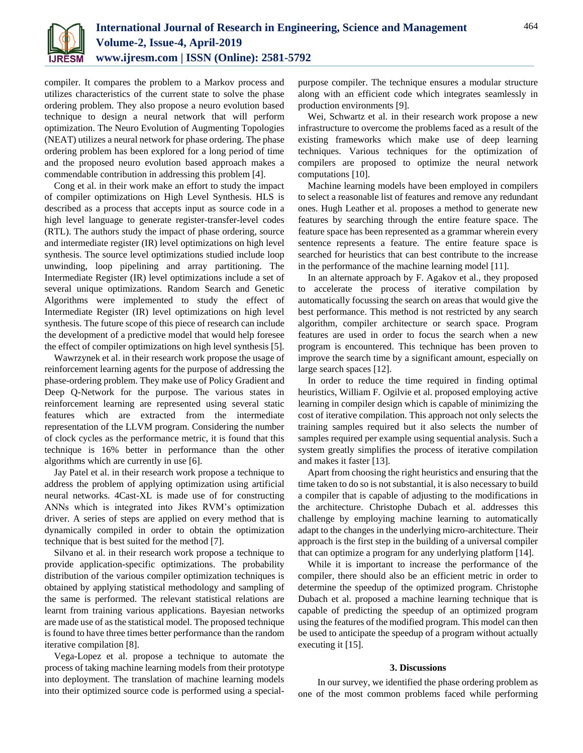compiler. It compares the problem to a Markov process and utilizes characteristics of the current state to solve the phase ordering problem. They also propose a neuro evolution based technique to design a neural network that will perform optimization. The Neuro Evolution of Augmenting Topologies (NEAT) utilizes a neural network for phase ordering. The phase ordering problem has been explored for a long period of time and the proposed neuro evolution based approach makes a commendable contribution in addressing this problem [4].

Cong et al. in their work make an effort to study the impact of compiler optimizations on High Level Synthesis. HLS is described as a process that accepts input as source code in a high level language to generate register-transfer-level codes (RTL). The authors study the impact of phase ordering, source and intermediate register (IR) level optimizations on high level synthesis. The source level optimizations studied include loop unwinding, loop pipelining and array partitioning. The Intermediate Register (IR) level optimizations include a set of several unique optimizations. Random Search and Genetic Algorithms were implemented to study the effect of Intermediate Register (IR) level optimizations on high level synthesis. The future scope of this piece of research can include the development of a predictive model that would help foresee the effect of compiler optimizations on high level synthesis [5].

Wawrzynek et al. in their research work propose the usage of reinforcement learning agents for the purpose of addressing the phase-ordering problem. They make use of Policy Gradient and Deep Q-Network for the purpose. The various states in reinforcement learning are represented using several static features which are extracted from the intermediate representation of the LLVM program. Considering the number of clock cycles as the performance metric, it is found that this technique is 16% better in performance than the other algorithms which are currently in use [6].

Jay Patel et al. in their research work propose a technique to address the problem of applying optimization using artificial neural networks. 4Cast-XL is made use of for constructing ANNs which is integrated into Jikes RVM's optimization driver. A series of steps are applied on every method that is dynamically compiled in order to obtain the optimization technique that is best suited for the method [7].

Silvano et al. in their research work propose a technique to provide application-specific optimizations. The probability distribution of the various compiler optimization techniques is obtained by applying statistical methodology and sampling of the same is performed. The relevant statistical relations are learnt from training various applications. Bayesian networks are made use of as the statistical model. The proposed technique is found to have three times better performance than the random iterative compilation [8].

Vega-Lopez et al. propose a technique to automate the process of taking machine learning models from their prototype into deployment. The translation of machine learning models into their optimized source code is performed using a special-purpose compiler. The technique ensures a modular structure along with an efficient code which integrates seamlessly in production environments [9].

Wei, Schwartz et al. in their research work propose a new infrastructure to overcome the problems faced as a result of the existing frameworks which make use of deep learning techniques. Various techniques for the optimization of compilers are proposed to optimize the neural network computations [10].

Machine learning models have been employed in compilers to select a reasonable list of features and remove any redundant ones. Hugh Leather et al. proposes a method to generate new features by searching through the entire feature space. The feature space has been represented as a grammar wherein every sentence represents a feature. The entire feature space is searched for heuristics that can best contribute to the increase in the performance of the machine learning model [11].

In an alternate approach by F. Agakov et al., they proposed to accelerate the process of iterative compilation by automatically focussing the search on areas that would give the best performance. This method is not restricted by any search algorithm, compiler architecture or search space. Program features are used in order to focus the search when a new program is encountered. This technique has been proven to improve the search time by a significant amount, especially on large search spaces [12].

In order to reduce the time required in finding optimal heuristics, William F. Ogilvie et al. proposed employing active learning in compiler design which is capable of minimizing the cost of iterative compilation. This approach not only selects the training samples required but it also selects the number of samples required per example using sequential analysis. Such a system greatly simplifies the process of iterative compilation and makes it faster [13].

Apart from choosing the right heuristics and ensuring that the time taken to do so is not substantial, it is also necessary to build a compiler that is capable of adjusting to the modifications in the architecture. Christophe Dubach et al. addresses this challenge by employing machine learning to automatically adapt to the changes in the underlying micro-architecture. Their approach is the first step in the building of a universal compiler that can optimize a program for any underlying platform [14].

While it is important to increase the performance of the compiler, there should also be an efficient metric in order to determine the speedup of the optimized program. Christophe Dubach et al. proposed a machine learning technique that is capable of predicting the speedup of an optimized program using the features of the modified program. This model can then be used to anticipate the speedup of a program without actually executing it [15].

## 3. Discussions

In our survey, we identified the phase ordering problem as one of the most common problems faced while performing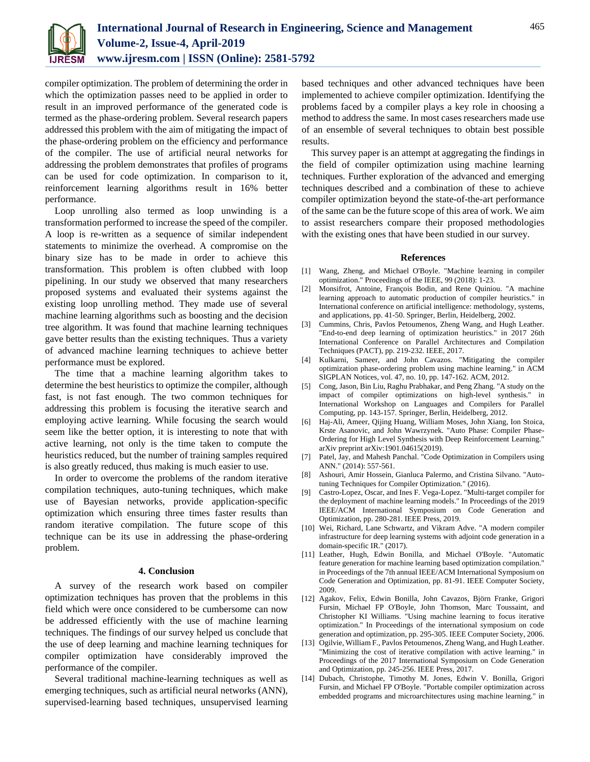compiler optimization. The problem of determining the order in which the optimization passes need to be applied in order to result in an improved performance of the generated code is termed as the phase-ordering problem. Several research papers addressed this problem with the aim of mitigating the impact of the phase-ordering problem on the efficiency and performance of the compiler. The use of artificial neural networks for addressing the problem demonstrates that profiles of programs can be used for code optimization. In comparison to it, reinforcement learning algorithms result in 16% better performance.

Loop unrolling also termed as loop unwinding is a transformation performed to increase the speed of the compiler. A loop is re-written as a sequence of similar independent statements to minimize the overhead. A compromise on the binary size has to be made in order to achieve this transformation. This problem is often clubbed with loop pipelining. In our study we observed that many researchers proposed systems and evaluated their systems against the existing loop unrolling method. They made use of several machine learning algorithms such as boosting and the decision tree algorithm. It was found that machine learning techniques gave better results than the existing techniques. Thus a variety of advanced machine learning techniques to achieve better performance must be explored.

The time that a machine learning algorithm takes to determine the best heuristics to optimize the compiler, although fast, is not fast enough. The two common techniques for addressing this problem is focusing the iterative search and employing active learning. While focusing the search would seem like the better option, it is interesting to note that with active learning, not only is the time taken to compute the heuristics reduced, but the number of training samples required is also greatly reduced, thus making is much easier to use.

In order to overcome the problems of the random iterative compilation techniques, auto-tuning techniques, which make use of Bayesian networks, provide application-specific optimization which ensuring three times faster results than random iterative compilation. The future scope of this technique can be its use in addressing the phase-ordering problem.

## 4. Conclusion

A survey of the research work based on compiler optimization techniques has proven that the problems in this field which were once considered to be cumbersome can now be addressed efficiently with the use of machine learning techniques. The findings of our survey helped us conclude that the use of deep learning and machine learning techniques for compiler optimization have considerably improved the performance of the compiler.

Several traditional machine-learning techniques as well as emerging techniques, such as artificial neural networks (ANN), supervised-learning based techniques, unsupervised learning based techniques and other advanced techniques have been implemented to achieve compiler optimization. Identifying the problems faced by a compiler plays a key role in choosing a method to address the same. In most cases researchers made use of an ensemble of several techniques to obtain best possible results.

This survey paper is an attempt at aggregating the findings in the field of compiler optimization using machine learning techniques. Further exploration of the advanced and emerging techniques described and a combination of these to achieve compiler optimization beyond the state-of-the-art performance of the same can be the future scope of this area of work. We aim to assist researchers compare their proposed methodologies with the existing ones that have been studied in our survey.

## References

[1] Wang, Zheng, and Michael O'Boyle. "Machine learning in compiler optimization." Proceedings of the IEEE, 99 (2018): 1-23.

[2] Monsifrot, Antoine, François Bodin, and Rene Quiniou. "A machine learning approach to automatic production of compiler heuristics." in International conference on artificial intelligence: methodology, systems, and applications, pp. 41-50. Springer, Berlin, Heidelberg, 2002.

[3] Cummins, Chris, Pavlos Petoumenos, Zheng Wang, and Hugh Leather. "End-to-end deep learning of optimization heuristics." in 2017 26th International Conference on Parallel Architectures and Compilation Techniques (PACT), pp. 219-232. IEEE, 2017.

[4] Kulkarni, Sameer, and John Cavazos. "Mitigating the compiler optimization phase-ordering problem using machine learning." in ACM SIGPLAN Notices, vol. 47, no. 10, pp. 147-162. ACM, 2012.

[5] Cong, Jason, Bin Liu, Raghu Prabhakar, and Peng Zhang. "A study on the impact of compiler optimizations on high-level synthesis." in International Workshop on Languages and Compilers for Parallel Computing, pp. 143-157. Springer, Berlin, Heidelberg, 2012.

[6] Haj-Ali, Ameer, Qijing Huang, William Moses, John Xiang, Ion Stoica, Krste Asanovic, and John Wawrzynek. "Auto Phase: Compiler Phase-Ordering for High Level Synthesis with Deep Reinforcement Learning." arXiv preprint arXiv:1901.04615(2019).

[7] Patel, Jay, and Mahesh Panchal. "Code Optimization in Compilers using ANN." (2014): 557-561.

[8] Ashouri, Amir Hossein, Gianluca Palermo, and Cristina Silvano. "Auto-tuning Techniques for Compiler Optimization." (2016).

[9] Castro-Lopez, Oscar, and Ines F. Vega-Lopez. "Multi-target compiler for the deployment of machine learning models." In Proceedings of the 2019 IEEE/ACM International Symposium on Code Generation and Optimization, pp. 280-281. IEEE Press, 2019.

[10] Wei, Richard, Lane Schwartz, and Vikram Adve. "A modern compiler infrastructure for deep learning systems with adjoint code generation in a domain-specific IR." (2017).

[11] Leather, Hugh, Edwin Bonilla, and Michael O'Boyle. "Automatic feature generation for machine learning based optimization compilation." in Proceedings of the 7th annual IEEE/ACM International Symposium on Code Generation and Optimization, pp. 81-91. IEEE Computer Society, 2009.

[12] Agakov, Felix, Edwin Bonilla, John Cavazos, Björn Franke, Grigori Fursin, Michael FP O'Boyle, John Thomson, Marc Toussaint, and Christopher KI Williams. "Using machine learning to focus iterative optimization." In Proceedings of the international symposium on code generation and optimization, pp. 295-305. IEEE Computer Society, 2006.

[13] Ogilvie, William F., Pavlos Petoumenos, Zheng Wang, and Hugh Leather. "Minimizing the cost of iterative compilation with active learning." in Proceedings of the 2017 International Symposium on Code Generation and Optimization, pp. 245-256. IEEE Press, 2017.

[14] Dubach, Christophe, Timothy M. Jones, Edwin V. Bonilla, Grigori Fursin, and Michael FP O'Boyle. "Portable compiler optimization across embedded programs and microarchitectures using machine learning." in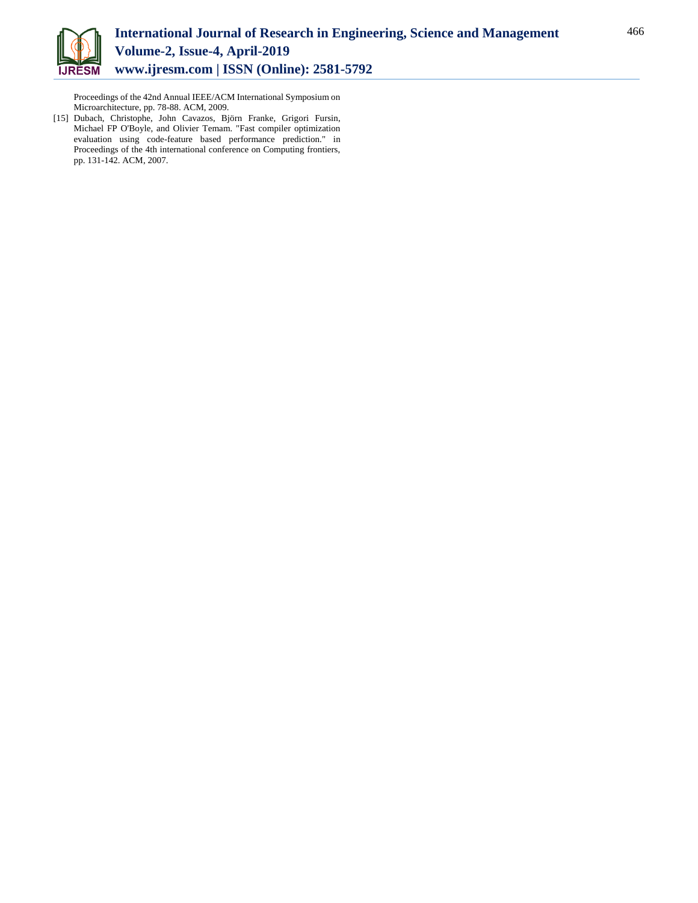Proceedings of the 42nd Annual IEEE/ACM International Symposium on Microarchitecture, pp. 78-88. ACM, 2009.

[15] Dubach, Christophe, John Cavazos, Björn Franke, Grigori Fursin, Michael FP O'Boyle, and Olivier Temam. "Fast compiler optimization evaluation using code-feature based performance prediction." in Proceedings of the 4th international conference on Computing frontiers, pp. 131-142. ACM, 2007.